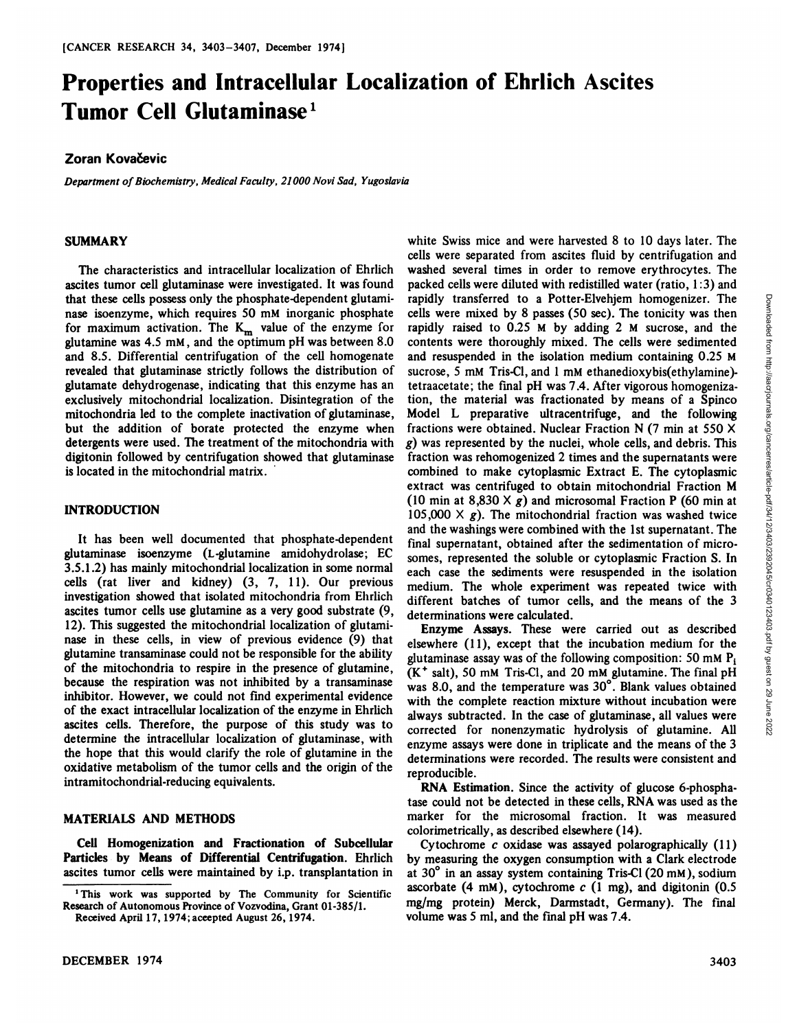# Properties and Intracellular Localization of Ehrlich Ascites Tumor Cell Glutaminase[1]

**Zoran Kovačevic**

*Department of Biochemistry, Medical Faculty, 21000 Novi Sad, Yugoslavia*

## SUMMARY

The characteristics and intracellular localization of Ehrlich ascites tumor cell glutaminase were investigated. It was found that these cells possess only the phosphate-dependent glutaminase isoenzyme, which requires 50 mM inorganic phosphate for maximum activation. The $K_m$ value of the enzyme for glutamine was 4.5 mM, and the optimum pH was between 8.0 and 8.5. Differential centrifugation of the cell homogenate revealed that glutaminase strictly follows the distribution of glutamate dehydrogenase, indicating that this enzyme has an exclusively mitochondrial localization. Disintegration of the mitochondria led to the complete inactivation of glutaminase, but the addition of borate protected the enzyme when detergents were used. The treatment of the mitochondria with digitonin followed by centrifugation showed that glutaminase is located in the mitochondrial matrix.

## INTRODUCTION

It has been well documented that phosphate-dependent glutaminase isoenzyme (L-glutamine amidohydrolase; EC 3.5.1.2) has mainly mitochondrial localization in some normal cells (rat liver and kidney) (3, 7, 11). Our previous investigation showed that isolated mitochondria from Ehrlich ascites tumor cells use glutamine as a very good substrate (9, 12). This suggested the mitochondrial localization of glutaminase in these cells, in view of previous evidence (9) that glutamine transaminase could not be responsible for the ability of the mitochondria to respire in the presence of glutamine, because the respiration was not inhibited by a transaminase inhibitor. However, we could not find experimental evidence of the exact intracellular localization of the enzyme in Ehrlich ascites cells. Therefore, the purpose of this study was to determine the intracellular localization of glutaminase, with the hope that this would clarify the role of glutamine in the oxidative metabolism of the tumor cells and the origin of the intramitochondrial-reducing equivalents.

## MATERIALS AND METHODS

**Cell Homogenization and Fractionation of Subcellular Particles by Means of Differential Centrifugation.** Ehrlich ascites tumor cells were maintained by i.p. transplantation in white Swiss mice and were harvested 8 to 10 days later. The cells were separated from ascites fluid by centrifugation and washed several times in order to remove erythrocytes. The packed cells were diluted with redistilled water (ratio, 1:3) and rapidly transferred to a Potter-Elvehjem homogenizer. The cells were mixed by 8 passes (50 sec). The tonicity was then rapidly raised to 0.25 M by adding 2 M sucrose, and the contents were thoroughly mixed. The cells were sedimented and resuspended in the isolation medium containing 0.25 M sucrose, 5 mM Tris-Cl, and 1 mM ethanedioxybis(ethylamine)-tetraacetate; the final pH was 7.4. After vigorous homogenization, the material was fractionated by means of a Spinco Model L preparative ultracentrifuge, and the following fractions were obtained. Nuclear Fraction N (7 min at 550 × g) was represented by the nuclei, whole cells, and debris. This fraction was rehomogenized 2 times and the supernatants were combined to make cytoplasmic Extract E. The cytoplasmic extract was centrifuged to obtain mitochondrial Fraction M (10 min at 8,830 × g) and microsomal Fraction P (60 min at 105,000 × g). The mitochondrial fraction was washed twice and the washings were combined with the 1st supernatant. The final supernatant, obtained after the sedimentation of microsomes, represented the soluble or cytoplasmic Fraction S. In each case the sediments were resuspended in the isolation medium. The whole experiment was repeated twice with different batches of tumor cells, and the means of the 3 determinations were calculated.

**Enzyme Assays.** These were carried out as described elsewhere (11), except that the incubation medium for the glutaminase assay was of the following composition: 50 mM $P_i$ ($K^+$ salt), 50 mM Tris-Cl, and 20 mM glutamine. The final pH was 8.0, and the temperature was 30°. Blank values obtained with the complete reaction mixture without incubation were always subtracted. In the case of glutaminase, all values were corrected for nonenzymatic hydrolysis of glutamine. All enzyme assays were done in triplicate and the means of the 3 determinations were recorded. The results were consistent and reproducible.

**RNA Estimation.** Since the activity of glucose 6-phosphatase could not be detected in these cells, RNA was used as the marker for the microsomal fraction. It was measured colorimetrically, as described elsewhere (14).

Cytochrome *c* oxidase was assayed polarographically (11) by measuring the oxygen consumption with a Clark electrode at 30° in an assay system containing Tris-Cl (20 mM), sodium ascorbate (4 mM), cytochrome *c* (1 mg), and digitonin (0.5 mg/mg protein) Merck, Darmstadt, Germany). The final volume was 5 ml, and the final pH was 7.4.

[1] This work was supported by The Community for Scientific Research of Autonomous Province of Vozvodina, Grant 01-385/1.

Received April 17, 1974; accepted August 26, 1974.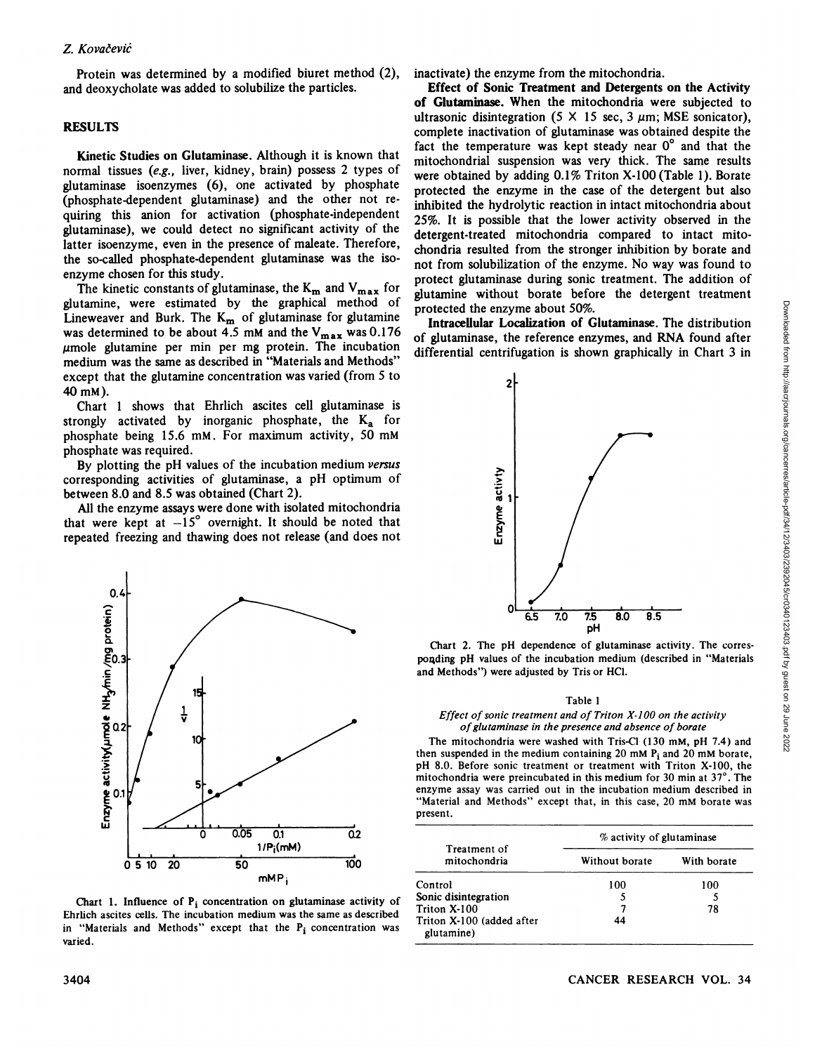Protein was determined by a modified biuret method (2), and deoxycholate was added to solubilize the particles.

## RESULTS

**Kinetic Studies on Glutaminase.** Although it is known that normal tissues (*e.g.,* liver, kidney, brain) possess 2 types of glutaminase isoenzymes (6), one activated by phosphate (phosphate-dependent glutaminase) and the other not requiring this anion for activation (phosphate-independent glutaminase), we could detect no significant activity of the latter isoenzyme, even in the presence of maleate. Therefore, the so-called phosphate-dependent glutaminase was the isoenzyme chosen for this study.

The kinetic constants of glutaminase, the $K_m$ and $V_{max}$ for glutamine, were estimated by the graphical method of Lineweaver and Burk. The $K_m$ of glutaminase for glutamine was determined to be about 4.5 mM and the $V_{max}$ was 0.176 μmole glutamine per min per mg protein. The incubation medium was the same as described in "Materials and Methods" except that the glutamine concentration was varied (from 5 to 40 mM).

Chart 1 shows that Ehrlich ascites cell glutaminase is strongly activated by inorganic phosphate, the $K_a$ for phosphate being 15.6 mM. For maximum activity, 50 mM phosphate was required.

By plotting the pH values of the incubation medium *versus* corresponding activities of glutaminase, a pH optimum of between 8.0 and 8.5 was obtained (Chart 2).

All the enzyme assays were done with isolated mitochondria that were kept at $-15°$ overnight. It should be noted that repeated freezing and thawing does not release (and does not inactivate) the enzyme from the mitochondria.

Chart 1. Influence of $P_i$ concentration on glutaminase activity of Ehrlich ascites cells. The incubation medium was the same as described in "Materials and Methods" except that the $P_i$ concentration was varied.

**Effect of Sonic Treatment and Detergents on the Activity of Glutaminase.** When the mitochondria were subjected to ultrasonic disintegration (5 × 15 sec, 3 μm; MSE sonicator), complete inactivation of glutaminase was obtained despite the fact the temperature was kept steady near 0° and that the mitochondrial suspension was very thick. The same results were obtained by adding 0.1% Triton X-100 (Table 1). Borate protected the enzyme in the case of the detergent but also inhibited the hydrolytic reaction in intact mitochondria about 25%. It is possible that the lower activity observed in the detergent-treated mitochondria compared to intact mitochondria resulted from the stronger inhibition by borate and not from solubilization of the enzyme. No way was found to protect glutaminase during sonic treatment. The addition of glutamine without borate before the detergent treatment protected the enzyme about 50%.

**Intracellular Localization of Glutaminase.** The distribution of glutaminase, the reference enzymes, and RNA found after differential centrifugation is shown graphically in Chart 3 in

Chart 2. The pH dependence of glutaminase activity. The corresponding pH values of the incubation medium (described in "Materials and Methods") were adjusted by Tris or HCl.

Table 1

*Effect of sonic treatment and of Triton X-100 on the activity of glutaminase in the presence and absence of borate*

The mitochondria were washed with Tris-Cl (130 mM, pH 7.4) and then suspended in the medium containing 20 mM $P_i$ and 20 mM borate, pH 8.0. Before sonic treatment or treatment with Triton X-100, the mitochondria were preincubated in this medium for 30 min at 37°. The enzyme assay was carried out in the incubation medium described in "Material and Methods" except that, in this case, 20 mM borate was present.

| Treatment of mitochondria | % activity of glutaminase | |
|---|---|---|
| | Without borate | With borate |
| Control | 100 | 100 |
| Sonic disintegration | 5 | 5 |
| Triton X-100 | 7 | 78 |
| Triton X-100 (added after glutamine) | 44 | |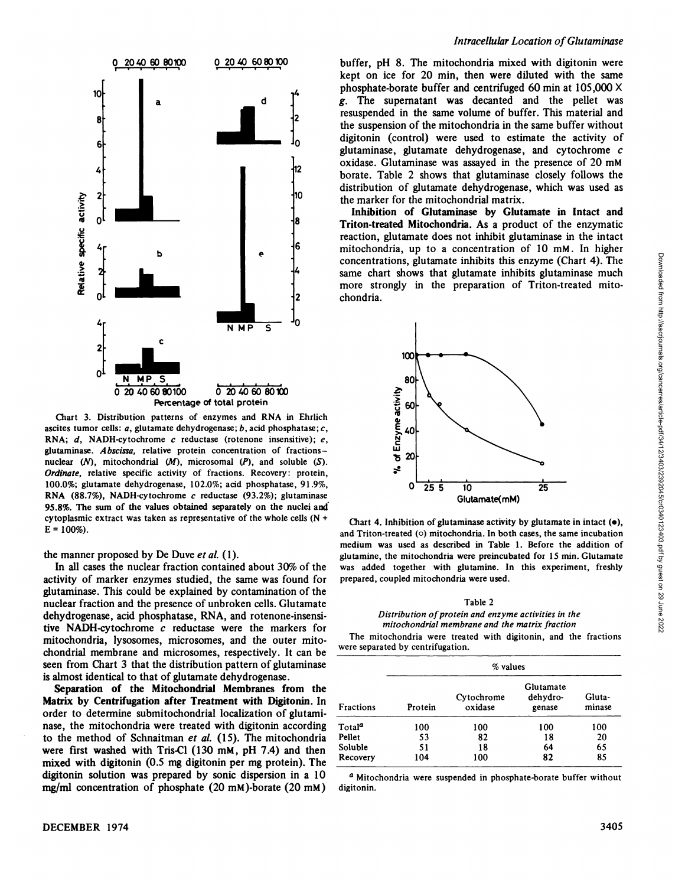Chart 3. Distribution patterns of enzymes and RNA in Ehrlich ascites tumor cells: *a*, glutamate dehydrogenase; *b*, acid phosphatase; *c*, RNA; *d*, NADH-cytochrome *c* reductase (rotenone insensitive); *e*, glutaminase. *Abscissa*, relative protein concentration of fractions–nuclear (*N*), mitochondrial (*M*), microsomal (*P*), and soluble (*S*). *Ordinate*, relative specific activity of fractions. Recovery: protein, 100.0%; glutamate dehydrogenase, 102.0%; acid phosphatase, 91.9%, RNA (88.7%), NADH-cytochrome *c* reductase (93.2%); glutaminase 95.8%. The sum of the values obtained separately on the nuclei and cytoplasmic extract was taken as representative of the whole cells (N + E = 100%).

the manner proposed by De Duve *et al.* (1).

In all cases the nuclear fraction contained about 30% of the activity of marker enzymes studied, the same was found for glutaminase. This could be explained by contamination of the nuclear fraction and the presence of unbroken cells. Glutamate dehydrogenase, acid phosphatase, RNA, and rotenone-insensitive NADH-cytochrome *c* reductase were the markers for mitochondria, lysosomes, microsomes, and the outer mitochondrial membrane and microsomes, respectively. It can be seen from Chart 3 that the distribution pattern of glutaminase is almost identical to that of glutamate dehydrogenase.

**Separation of the Mitochondrial Membranes from the Matrix by Centrifugation after Treatment with Digitonin.** In order to determine submitochondrial localization of glutaminase, the mitochondria were treated with digitonin according to the method of Schnaitman *et al.* (15). The mitochondria were first washed with Tris-Cl (130 mM, pH 7.4) and then mixed with digitonin (0.5 mg digitonin per mg protein). The digitonin solution was prepared by sonic dispersion in a 10 mg/ml concentration of phosphate (20 mM)-borate (20 mM) buffer, pH 8. The mitochondria mixed with digitonin were kept on ice for 20 min, then were diluted with the same phosphate-borate buffer and centrifuged 60 min at 105,000 × *g*. The supernatant was decanted and the pellet was resuspended in the same volume of buffer. This material and the suspension of the mitochondria in the same buffer without digitonin (control) were used to estimate the activity of glutaminase, glutamate dehydrogenase, and cytochrome *c* oxidase. Glutaminase was assayed in the presence of 20 mM borate. Table 2 shows that glutaminase closely follows the distribution of glutamate dehydrogenase, which was used as the marker for the mitochondrial matrix.

**Inhibition of Glutaminase by Glutamate in Intact and Triton-treated Mitochondria.** As a product of the enzymatic reaction, glutamate does not inhibit glutaminase in the intact mitochondria, up to a concentration of 10 mM. In higher concentrations, glutamate inhibits this enzyme (Chart 4). The same chart shows that glutamate inhibits glutaminase much more strongly in the preparation of Triton-treated mitochondria.

Chart 4. Inhibition of glutaminase activity by glutamate in intact (●), and Triton-treated (○) mitochondria. In both cases, the same incubation medium was used as described in Table 1. Before the addition of glutamine, the mitochondria were preincubated for 15 min. Glutamate was added together with glutamine. In this experiment, freshly prepared, coupled mitochondria were used.

Table 2

*Distribution of protein and enzyme activities in the mitochondrial membrane and the matrix fraction*

The mitochondria were treated with digitonin, and the fractions were separated by centrifugation.

| | % values | | | |
|---|---|---|---|---|
| Fractions | Protein | Cytochrome oxidase | Glutamate dehydrogenase | Glutaminase |
| Total[a] | 100 | 100 | 100 | 100 |
| Pellet | 53 | 82 | 18 | 20 |
| Soluble | 51 | 18 | 64 | 65 |
| Recovery | 104 | 100 | 82 | 85 |

[a] Mitochondria were suspended in phosphate-borate buffer without digitonin.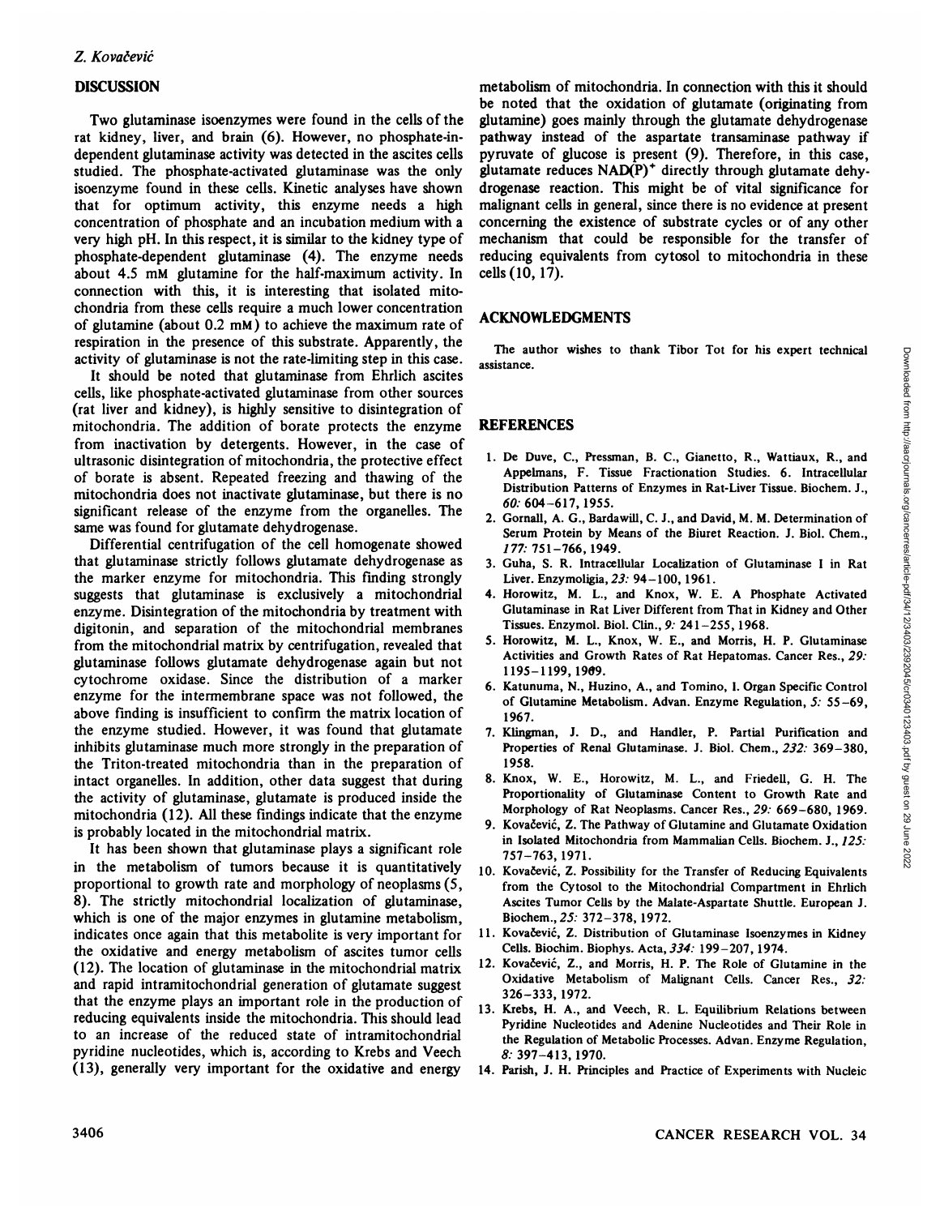## DISCUSSION

Two glutaminase isoenzymes were found in the cells of the rat kidney, liver, and brain (6). However, no phosphate-independent glutaminase activity was detected in the ascites cells studied. The phosphate-activated glutaminase was the only isoenzyme found in these cells. Kinetic analyses have shown that for optimum activity, this enzyme needs a high concentration of phosphate and an incubation medium with a very high pH. In this respect, it is similar to the kidney type of phosphate-dependent glutaminase (4). The enzyme needs about 4.5 mM glutamine for the half-maximum activity. In connection with this, it is interesting that isolated mitochondria from these cells require a much lower concentration of glutamine (about 0.2 mM) to achieve the maximum rate of respiration in the presence of this substrate. Apparently, the activity of glutaminase is not the rate-limiting step in this case.

It should be noted that glutaminase from Ehrlich ascites cells, like phosphate-activated glutaminase from other sources (rat liver and kidney), is highly sensitive to disintegration of mitochondria. The addition of borate protects the enzyme from inactivation by detergents. However, in the case of ultrasonic disintegration of mitochondria, the protective effect of borate is absent. Repeated freezing and thawing of the mitochondria does not inactivate glutaminase, but there is no significant release of the enzyme from the organelles. The same was found for glutamate dehydrogenase.

Differential centrifugation of the cell homogenate showed that glutaminase strictly follows glutamate dehydrogenase as the marker enzyme for mitochondria. This finding strongly suggests that glutaminase is exclusively a mitochondrial enzyme. Disintegration of the mitochondria by treatment with digitonin, and separation of the mitochondrial membranes from the mitochondrial matrix by centrifugation, revealed that glutaminase follows glutamate dehydrogenase again but not cytochrome oxidase. Since the distribution of a marker enzyme for the intermembrane space was not followed, the above finding is insufficient to confirm the matrix location of the enzyme studied. However, it was found that glutamate inhibits glutaminase much more strongly in the preparation of the Triton-treated mitochondria than in the preparation of intact organelles. In addition, other data suggest that during the activity of glutaminase, glutamate is produced inside the mitochondria (12). All these findings indicate that the enzyme is probably located in the mitochondrial matrix.

It has been shown that glutaminase plays a significant role in the metabolism of tumors because it is quantitatively proportional to growth rate and morphology of neoplasms (5, 8). The strictly mitochondrial localization of glutaminase, which is one of the major enzymes in glutamine metabolism, indicates once again that this metabolite is very important for the oxidative and energy metabolism of ascites tumor cells (12). The location of glutaminase in the mitochondrial matrix and rapid intramitochondrial generation of glutamate suggest that the enzyme plays an important role in the production of reducing equivalents inside the mitochondria. This should lead to an increase of the reduced state of intramitochondrial pyridine nucleotides, which is, according to Krebs and Veech (13), generally very important for the oxidative and energy metabolism of mitochondria. In connection with this it should be noted that the oxidation of glutamate (originating from glutamine) goes mainly through the glutamate dehydrogenase pathway instead of the aspartate transaminase pathway if pyruvate of glucose is present (9). Therefore, in this case, glutamate reduces $NAD(P)^+$ directly through glutamate dehydrogenase reaction. This might be of vital significance for malignant cells in general, since there is no evidence at present concerning the existence of substrate cycles or of any other mechanism that could be responsible for the transfer of reducing equivalents from cytosol to mitochondria in these cells (10, 17).

## ACKNOWLEDGMENTS

The author wishes to thank Tibor Tot for his expert technical assistance.

## REFERENCES

1. De Duve, C., Pressman, B. C., Gianetto, R., Wattiaux, R., and Appelmans, F. Tissue Fractionation Studies. 6. Intracellular Distribution Patterns of Enzymes in Rat-Liver Tissue. Biochem. J., *60:* 604–617, 1955.
2. Gornall, A. G., Bardawill, C. J., and David, M. M. Determination of Serum Protein by Means of the Biuret Reaction. J. Biol. Chem., *177:* 751–766, 1949.
3. Guha, S. R. Intracellular Localization of Glutaminase I in Rat Liver. Enzymoligia, *23:* 94–100, 1961.
4. Horowitz, M. L., and Knox, W. E. A Phosphate Activated Glutaminase in Rat Liver Different from That in Kidney and Other Tissues. Enzymol. Biol. Clin., *9:* 241–255, 1968.
5. Horowitz, M. L., Knox, W. E., and Morris, H. P. Glutaminase Activities and Growth Rates of Rat Hepatomas. Cancer Res., *29:* 1195–1199, 1969.
6. Katunuma, N., Huzino, A., and Tomino, I. Organ Specific Control of Glutamine Metabolism. Advan. Enzyme Regulation, *5:* 55–69, 1967.
7. Klingman, J. D., and Handler, P. Partial Purification and Properties of Renal Glutaminase. J. Biol. Chem., *232:* 369–380, 1958.
8. Knox, W. E., Horowitz, M. L., and Friedell, G. H. The Proportionality of Glutaminase Content to Growth Rate and Morphology of Rat Neoplasms. Cancer Res., *29:* 669–680, 1969.
9. Kovačević, Z. The Pathway of Glutamine and Glutamate Oxidation in Isolated Mitochondria from Mammalian Cells. Biochem. J., *125:* 757–763, 1971.
10. Kovačević, Z. Possibility for the Transfer of Reducing Equivalents from the Cytosol to the Mitochondrial Compartment in Ehrlich Ascites Tumor Cells by the Malate-Aspartate Shuttle. European J. Biochem., *25:* 372–378, 1972.
11. Kovačević, Z. Distribution of Glutaminase Isoenzymes in Kidney Cells. Biochim. Biophys. Acta, *334:* 199–207, 1974.
12. Kovačević, Z., and Morris, H. P. The Role of Glutamine in the Oxidative Metabolism of Malignant Cells. Cancer Res., *32:* 326–333, 1972.
13. Krebs, H. A., and Veech, R. L. Equilibrium Relations between Pyridine Nucleotides and Adenine Nucleotides and Their Role in the Regulation of Metabolic Processes. Advan. Enzyme Regulation, *8:* 397–413, 1970.
14. Parish, J. H. Principles and Practice of Experiments with Nucleic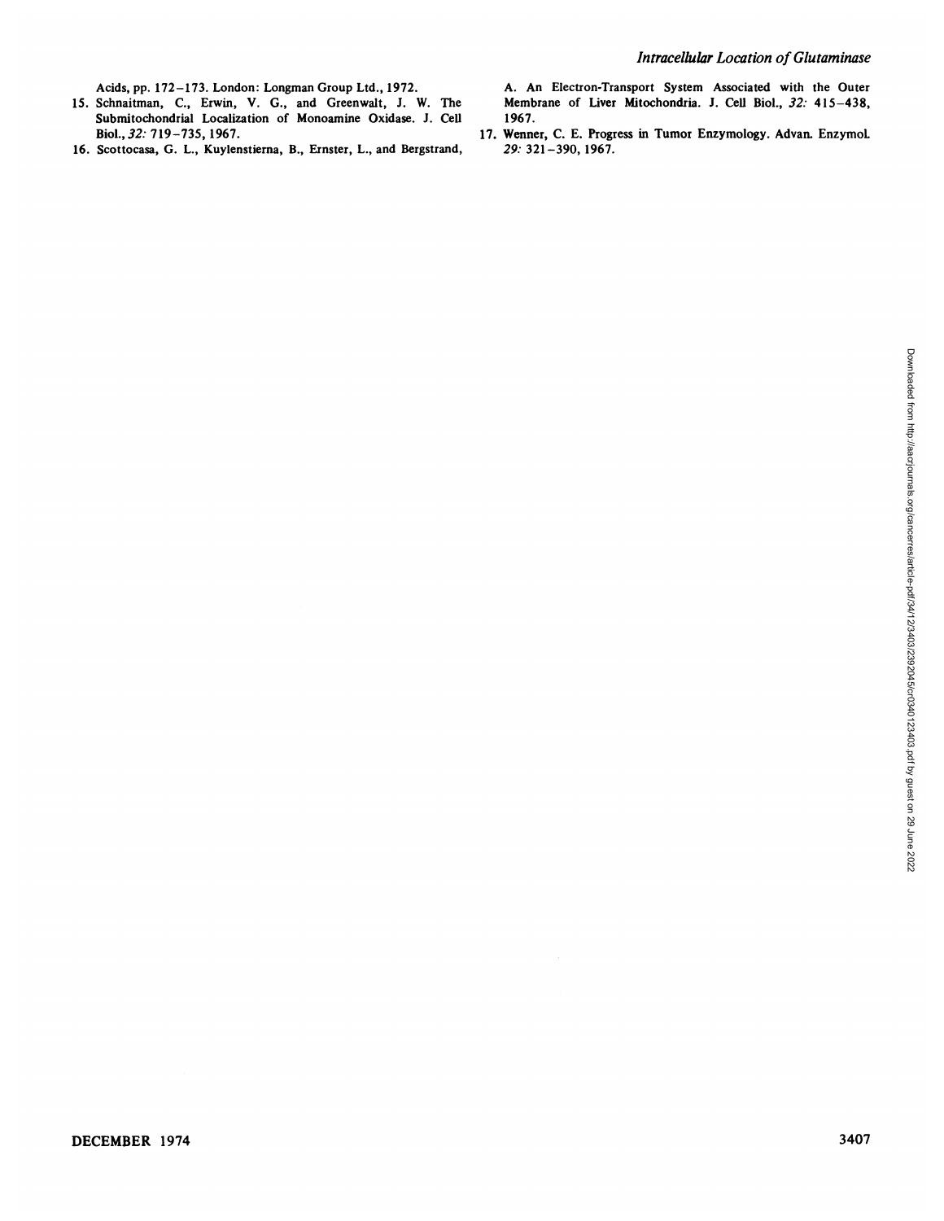Acids, pp. 172–173. London: Longman Group Ltd., 1972.

15. Schnaitman, C., Erwin, V. G., and Greenwalt, J. W. The Submitochondrial Localization of Monoamine Oxidase. J. Cell Biol., *32:* 719–735, 1967.
16. Scottocasa, G. L., Kuylenstierna, B., Ernster, L., and Bergstrand, A. An Electron-Transport System Associated with the Outer Membrane of Liver Mitochondria. J. Cell Biol., *32:* 415–438, 1967.
17. Wenner, C. E. Progress in Tumor Enzymology. Advan. Enzymol. *29:* 321–390, 1967.